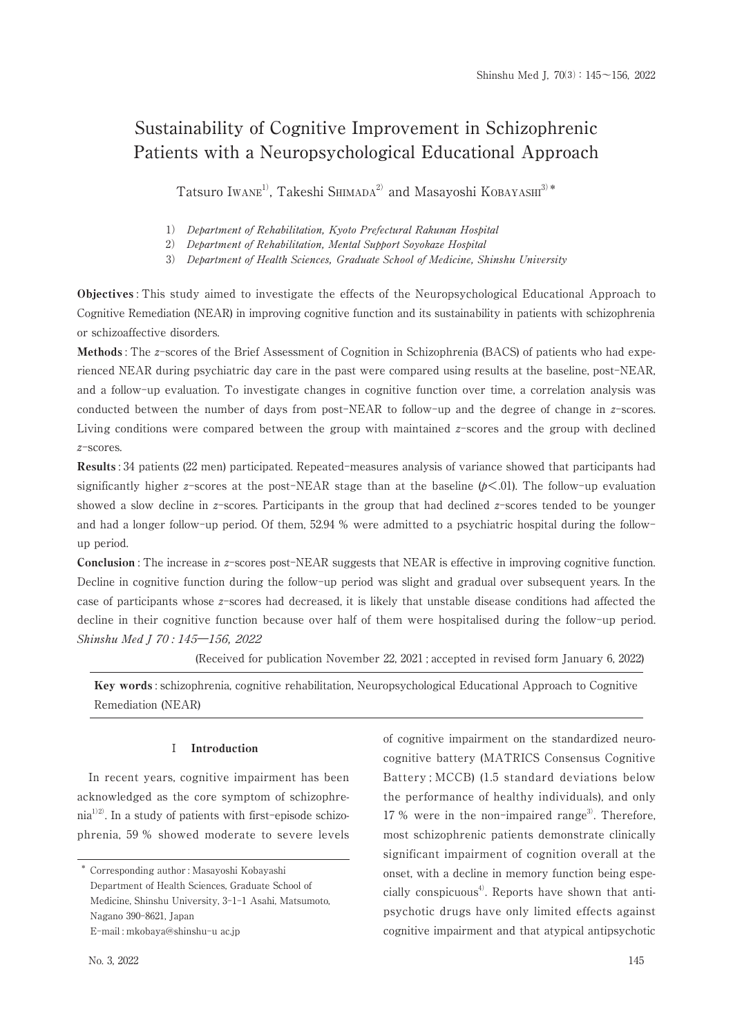# Sustainability of Cognitive Improvement in Schizophrenic Patients with a Neuropsychological Educational Approach

Tatsuro Iwane[1], Takeshi Shimada[2] and Masayoshi Kobayashi[3]*

1) *Department of Rehabilitation, Kyoto Prefectural Rakunan Hospital*
2) *Department of Rehabilitation, Mental Support Soyokaze Hospital*
3) *Department of Health Sciences, Graduate School of Medicine, Shinshu University*

**Objectives** : This study aimed to investigate the effects of the Neuropsychological Educational Approach to Cognitive Remediation (NEAR) in improving cognitive function and its sustainability in patients with schizophrenia or schizoaffective disorders.

**Methods** : The $z$-scores of the Brief Assessment of Cognition in Schizophrenia (BACS) of patients who had experienced NEAR during psychiatric day care in the past were compared using results at the baseline, post-NEAR, and a follow-up evaluation. To investigate changes in cognitive function over time, a correlation analysis was conducted between the number of days from post-NEAR to follow-up and the degree of change in $z$-scores. Living conditions were compared between the group with maintained $z$-scores and the group with declined $z$-scores.

**Results** : 34 patients (22 men) participated. Repeated-measures analysis of variance showed that participants had significantly higher $z$-scores at the post-NEAR stage than at the baseline ($p<.01$). The follow-up evaluation showed a slow decline in $z$-scores. Participants in the group that had declined $z$-scores tended to be younger and had a longer follow-up period. Of them, 52.94 % were admitted to a psychiatric hospital during the follow-up period.

**Conclusion** : The increase in $z$-scores post-NEAR suggests that NEAR is effective in improving cognitive function. Decline in cognitive function during the follow-up period was slight and gradual over subsequent years. In the case of participants whose $z$-scores had decreased, it is likely that unstable disease conditions had affected the decline in their cognitive function because over half of them were hospitalised during the follow-up period. *Shinshu Med J 70 : 145—156, 2022*

(Received for publication November 22, 2021 ; accepted in revised form January 6, 2022)

**Key words** : schizophrenia, cognitive rehabilitation, Neuropsychological Educational Approach to Cognitive Remediation (NEAR)

## I Introduction

In recent years, cognitive impairment has been acknowledged as the core symptom of schizophrenia[1)2)]. In a study of patients with first-episode schizophrenia, 59 % showed moderate to severe levels of cognitive impairment on the standardized neurocognitive battery (MATRICS Consensus Cognitive Battery ; MCCB) (1.5 standard deviations below the performance of healthy individuals), and only 17 % were in the non-impaired range[3)]. Therefore, most schizophrenic patients demonstrate clinically significant impairment of cognition overall at the onset, with a decline in memory function being especially conspicuous[4)]. Reports have shown that antipsychotic drugs have only limited effects against cognitive impairment and that atypical antipsychotic

\* Corresponding author : Masayoshi Kobayashi
Department of Health Sciences, Graduate School of Medicine, Shinshu University, 3-1-1 Asahi, Matsumoto, Nagano 390-8621, Japan
E-mail : mkobaya@shinshu-u ac.jp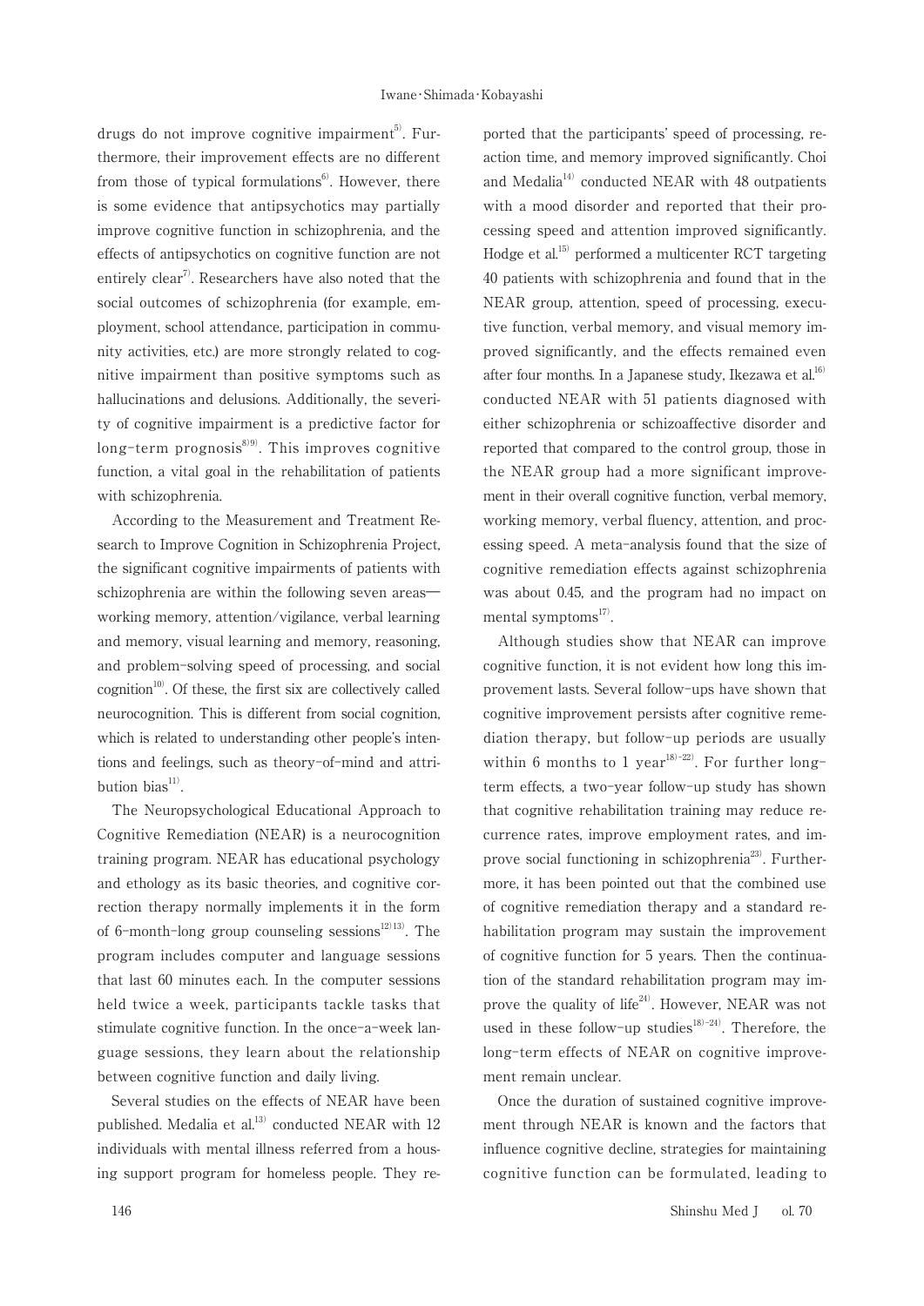drugs do not improve cognitive impairment[5]. Furthermore, their improvement effects are no different from those of typical formulations[6]. However, there is some evidence that antipsychotics may partially improve cognitive function in schizophrenia, and the effects of antipsychotics on cognitive function are not entirely clear[7]. Researchers have also noted that the social outcomes of schizophrenia (for example, employment, school attendance, participation in community activities, etc.) are more strongly related to cognitive impairment than positive symptoms such as hallucinations and delusions. Additionally, the severity of cognitive impairment is a predictive factor for long-term prognosis[8,9]. This improves cognitive function, a vital goal in the rehabilitation of patients with schizophrenia.

According to the Measurement and Treatment Research to Improve Cognition in Schizophrenia Project, the significant cognitive impairments of patients with schizophrenia are within the following seven areas—working memory, attention/vigilance, verbal learning and memory, visual learning and memory, reasoning, and problem-solving speed of processing, and social cognition[10]. Of these, the first six are collectively called neurocognition. This is different from social cognition, which is related to understanding other people's intentions and feelings, such as theory-of-mind and attribution bias[11].

The Neuropsychological Educational Approach to Cognitive Remediation (NEAR) is a neurocognition training program. NEAR has educational psychology and ethology as its basic theories, and cognitive correction therapy normally implements it in the form of 6-month-long group counseling sessions[12,13]. The program includes computer and language sessions that last 60 minutes each. In the computer sessions held twice a week, participants tackle tasks that stimulate cognitive function. In the once-a-week language sessions, they learn about the relationship between cognitive function and daily living.

Several studies on the effects of NEAR have been published. Medalia et al.[13] conducted NEAR with 12 individuals with mental illness referred from a housing support program for homeless people. They reported that the participants' speed of processing, reaction time, and memory improved significantly. Choi and Medalia[14] conducted NEAR with 48 outpatients with a mood disorder and reported that their processing speed and attention improved significantly. Hodge et al.[15] performed a multicenter RCT targeting 40 patients with schizophrenia and found that in the NEAR group, attention, speed of processing, executive function, verbal memory, and visual memory improved significantly, and the effects remained even after four months. In a Japanese study, Ikezawa et al.[16] conducted NEAR with 51 patients diagnosed with either schizophrenia or schizoaffective disorder and reported that compared to the control group, those in the NEAR group had a more significant improvement in their overall cognitive function, verbal memory, working memory, verbal fluency, attention, and processing speed. A meta-analysis found that the size of cognitive remediation effects against schizophrenia was about 0.45, and the program had no impact on mental symptoms[17].

Although studies show that NEAR can improve cognitive function, it is not evident how long this improvement lasts. Several follow-ups have shown that cognitive improvement persists after cognitive remediation therapy, but follow-up periods are usually within 6 months to 1 year[18)-22]. For further long-term effects, a two-year follow-up study has shown that cognitive rehabilitation training may reduce recurrence rates, improve employment rates, and improve social functioning in schizophrenia[23]. Furthermore, it has been pointed out that the combined use of cognitive remediation therapy and a standard rehabilitation program may sustain the improvement of cognitive function for 5 years. Then the continuation of the standard rehabilitation program may improve the quality of life[24]. However, NEAR was not used in these follow-up studies[18)-24]. Therefore, the long-term effects of NEAR on cognitive improvement remain unclear.

Once the duration of sustained cognitive improvement through NEAR is known and the factors that influence cognitive decline, strategies for maintaining cognitive function can be formulated, leading to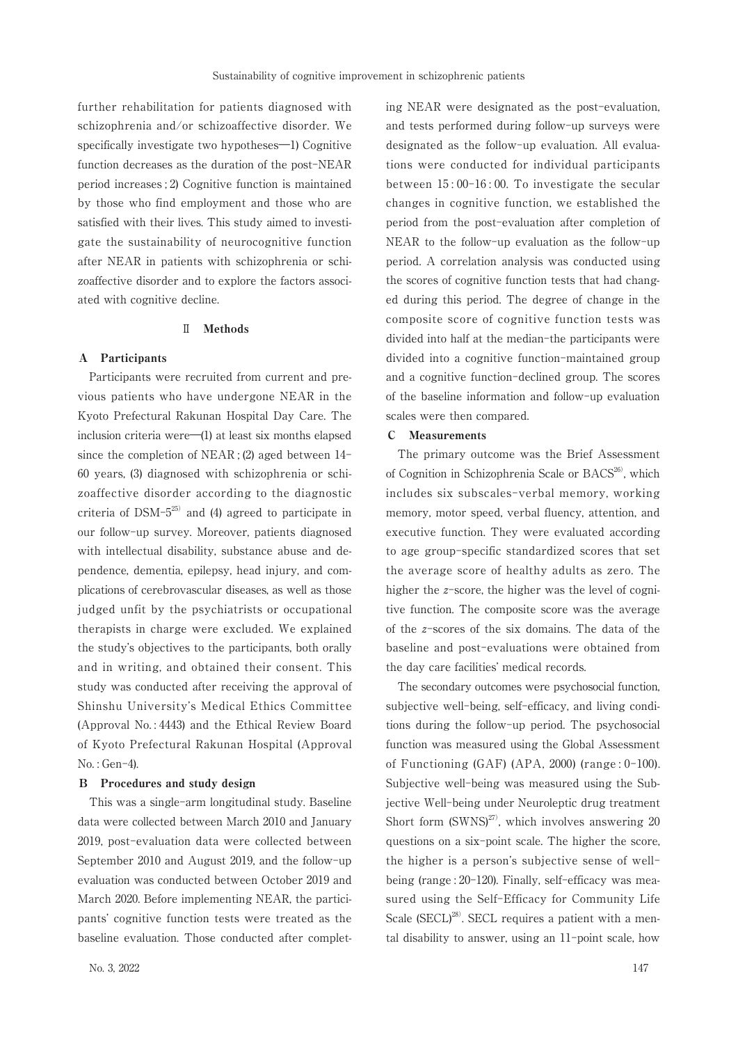further rehabilitation for patients diagnosed with schizophrenia and/or schizoaffective disorder. We specifically investigate two hypotheses—1) Cognitive function decreases as the duration of the post-NEAR period increases ; 2) Cognitive function is maintained by those who find employment and those who are satisfied with their lives. This study aimed to investigate the sustainability of neurocognitive function after NEAR in patients with schizophrenia or schizoaffective disorder and to explore the factors associated with cognitive decline.

## Ⅱ Methods

### A Participants

Participants were recruited from current and previous patients who have undergone NEAR in the Kyoto Prefectural Rakunan Hospital Day Care. The inclusion criteria were—(1) at least six months elapsed since the completion of NEAR ; (2) aged between 14–60 years, (3) diagnosed with schizophrenia or schizoaffective disorder according to the diagnostic criteria of DSM-5[25] and (4) agreed to participate in our follow-up survey. Moreover, patients diagnosed with intellectual disability, substance abuse and dependence, dementia, epilepsy, head injury, and complications of cerebrovascular diseases, as well as those judged unfit by the psychiatrists or occupational therapists in charge were excluded. We explained the study's objectives to the participants, both orally and in writing, and obtained their consent. This study was conducted after receiving the approval of Shinshu University's Medical Ethics Committee (Approval No. : 4443) and the Ethical Review Board of Kyoto Prefectural Rakunan Hospital (Approval No. : Gen-4).

### B Procedures and study design

This was a single-arm longitudinal study. Baseline data were collected between March 2010 and January 2019, post-evaluation data were collected between September 2010 and August 2019, and the follow-up evaluation was conducted between October 2019 and March 2020. Before implementing NEAR, the participants' cognitive function tests were treated as the baseline evaluation. Those conducted after completing NEAR were designated as the post-evaluation, and tests performed during follow-up surveys were designated as the follow-up evaluation. All evaluations were conducted for individual participants between 15 : 00–16 : 00. To investigate the secular changes in cognitive function, we established the period from the post-evaluation after completion of NEAR to the follow-up evaluation as the follow-up period. A correlation analysis was conducted using the scores of cognitive function tests that had changed during this period. The degree of change in the composite score of cognitive function tests was divided into half at the median-the participants were divided into a cognitive function-maintained group and a cognitive function-declined group. The scores of the baseline information and follow-up evaluation scales were then compared.

### C Measurements

The primary outcome was the Brief Assessment of Cognition in Schizophrenia Scale or BACS[26], which includes six subscales-verbal memory, working memory, motor speed, verbal fluency, attention, and executive function. They were evaluated according to age group-specific standardized scores that set the average score of healthy adults as zero. The higher the $z$-score, the higher was the level of cognitive function. The composite score was the average of the $z$-scores of the six domains. The data of the baseline and post-evaluations were obtained from the day care facilities' medical records.

The secondary outcomes were psychosocial function, subjective well-being, self-efficacy, and living conditions during the follow-up period. The psychosocial function was measured using the Global Assessment of Functioning (GAF) (APA, 2000) (range : 0–100). Subjective well-being was measured using the Subjective Well-being under Neuroleptic drug treatment Short form (SWNS)[27], which involves answering 20 questions on a six-point scale. The higher the score, the higher is a person's subjective sense of well-being (range : 20–120). Finally, self-efficacy was measured using the Self-Efficacy for Community Life Scale (SECL)[28]. SECL requires a patient with a mental disability to answer, using an 11-point scale, how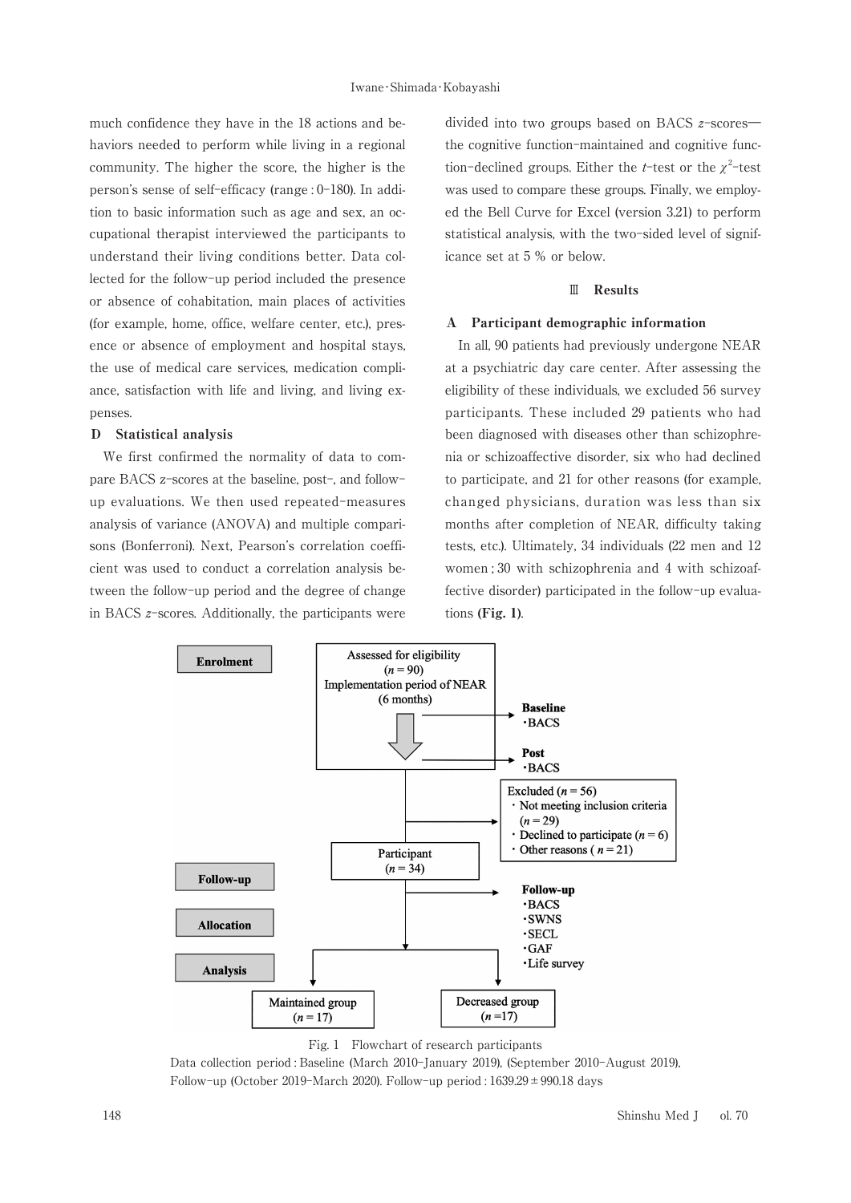much confidence they have in the 18 actions and behaviors needed to perform while living in a regional community. The higher the score, the higher is the person's sense of self-efficacy (range : 0–180). In addition to basic information such as age and sex, an occupational therapist interviewed the participants to understand their living conditions better. Data collected for the follow-up period included the presence or absence of cohabitation, main places of activities (for example, home, office, welfare center, etc.), presence or absence of employment and hospital stays, the use of medical care services, medication compliance, satisfaction with life and living, and living expenses.

### D Statistical analysis

We first confirmed the normality of data to compare BACS $z$-scores at the baseline, post-, and follow-up evaluations. We then used repeated-measures analysis of variance (ANOVA) and multiple comparisons (Bonferroni). Next, Pearson's correlation coefficient was used to conduct a correlation analysis between the follow-up period and the degree of change in BACS $z$-scores. Additionally, the participants were divided into two groups based on BACS $z$-scores—the cognitive function-maintained and cognitive function-declined groups. Either the $t$-test or the $\chi^2$-test was used to compare these groups. Finally, we employed the Bell Curve for Excel (version 3.21) to perform statistical analysis, with the two-sided level of significance set at 5 % or below.

## Ⅲ Results

### A Participant demographic information

In all, 90 patients had previously undergone NEAR at a psychiatric day care center. After assessing the eligibility of these individuals, we excluded 56 survey participants. These included 29 patients who had been diagnosed with diseases other than schizophrenia or schizoaffective disorder, six who had declined to participate, and 21 for other reasons (for example, changed physicians, duration was less than six months after completion of NEAR, difficulty taking tests, etc.). Ultimately, 34 individuals (22 men and 12 women ; 30 with schizophrenia and 4 with schizoaffective disorder) participated in the follow-up evaluations **(Fig. 1)**.

Fig. 1 Flowchart of research participants

Data collection period : Baseline (March 2010–January 2019), (September 2010–August 2019), Follow-up (October 2019–March 2020). Follow-up period : 1639.29 ± 990.18 days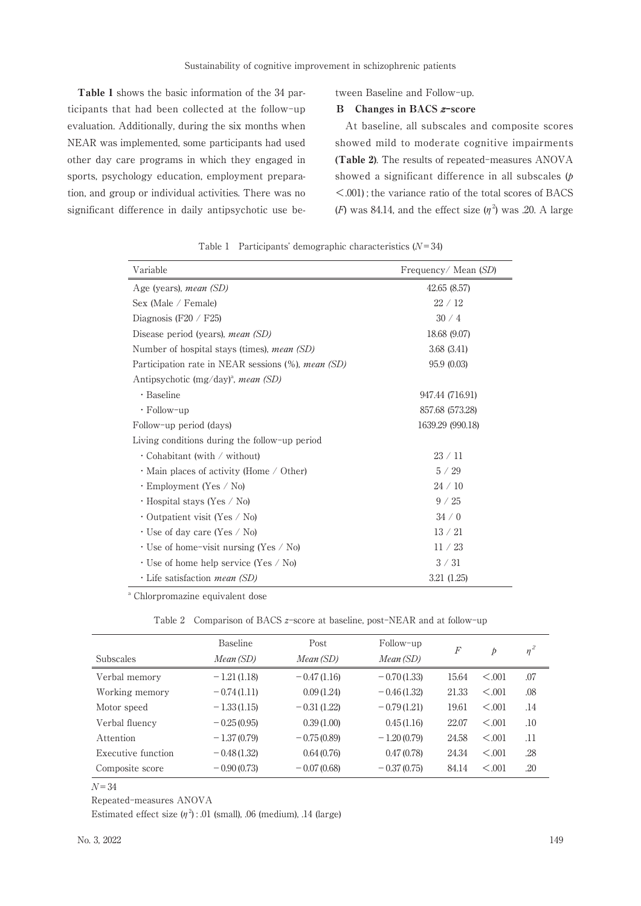**Table 1** shows the basic information of the 34 participants that had been collected at the follow-up evaluation. Additionally, during the six months when NEAR was implemented, some participants had used other day care programs in which they engaged in sports, psychology education, employment preparation, and group or individual activities. There was no significant difference in daily antipsychotic use between Baseline and Follow-up.

### B Changes in BACS *z*-score

At baseline, all subscales and composite scores showed mild to moderate cognitive impairments (**Table 2**). The results of repeated-measures ANOVA showed a significant difference in all subscales ($p < .001$); the variance ratio of the total scores of BACS ($F$) was 84.14, and the effect size ($\eta^2$) was .20. A large

Table 1 Participants' demographic characteristics ($N = 34$)

| Variable | Frequency / Mean (*SD*) |
|---|---|
| Age (years), *mean (SD)* | 42.65 (8.57) |
| Sex (Male / Female) | 22 / 12 |
| Diagnosis (F20 / F25) | 30 / 4 |
| Disease period (years), *mean (SD)* | 18.68 (9.07) |
| Number of hospital stays (times), *mean (SD)* | 3.68 (3.41) |
| Participation rate in NEAR sessions (%), *mean (SD)* | 95.9 (0.03) |
| Antipsychotic (mg/day)[a], *mean (SD)* | |
| ・Baseline | 947.44 (716.91) |
| ・Follow-up | 857.68 (573.28) |
| Follow-up period (days) | 1639.29 (990.18) |
| Living conditions during the follow-up period | |
| ・Cohabitant (with / without) | 23 / 11 |
| ・Main places of activity (Home / Other) | 5 / 29 |
| ・Employment (Yes / No) | 24 / 10 |
| ・Hospital stays (Yes / No) | 9 / 25 |
| ・Outpatient visit (Yes / No) | 34 / 0 |
| ・Use of day care (Yes / No) | 13 / 21 |
| ・Use of home-visit nursing (Yes / No) | 11 / 23 |
| ・Use of home help service (Yes / No) | 3 / 31 |
| ・Life satisfaction *mean (SD)* | 3.21 (1.25) |

[a] Chlorpromazine equivalent dose

Table 2 Comparison of BACS *z*-score at baseline, post-NEAR and at follow-up

| Subscales | Baseline *Mean (SD)* | Post *Mean (SD)* | Follow-up *Mean (SD)* | $F$ | $p$ | $\eta^2$ |
|---|---|---|---|---|---|---|
| Verbal memory | −1.21 (1.18) | −0.47 (1.16) | −0.70 (1.33) | 15.64 | <.001 | .07 |
| Working memory | −0.74 (1.11) | 0.09 (1.24) | −0.46 (1.32) | 21.33 | <.001 | .08 |
| Motor speed | −1.33 (1.15) | −0.31 (1.22) | −0.79 (1.21) | 19.61 | <.001 | .14 |
| Verbal fluency | −0.25 (0.95) | 0.39 (1.00) | 0.45 (1.16) | 22.07 | <.001 | .10 |
| Attention | −1.37 (0.79) | −0.75 (0.89) | −1.20 (0.79) | 24.58 | <.001 | .11 |
| Executive function | −0.48 (1.32) | 0.64 (0.76) | 0.47 (0.78) | 24.34 | <.001 | .28 |
| Composite score | −0.90 (0.73) | −0.07 (0.68) | −0.37 (0.75) | 84.14 | <.001 | .20 |

$N = 34$

Repeated-measures ANOVA

Estimated effect size ($\eta^2$): .01 (small), .06 (medium), .14 (large)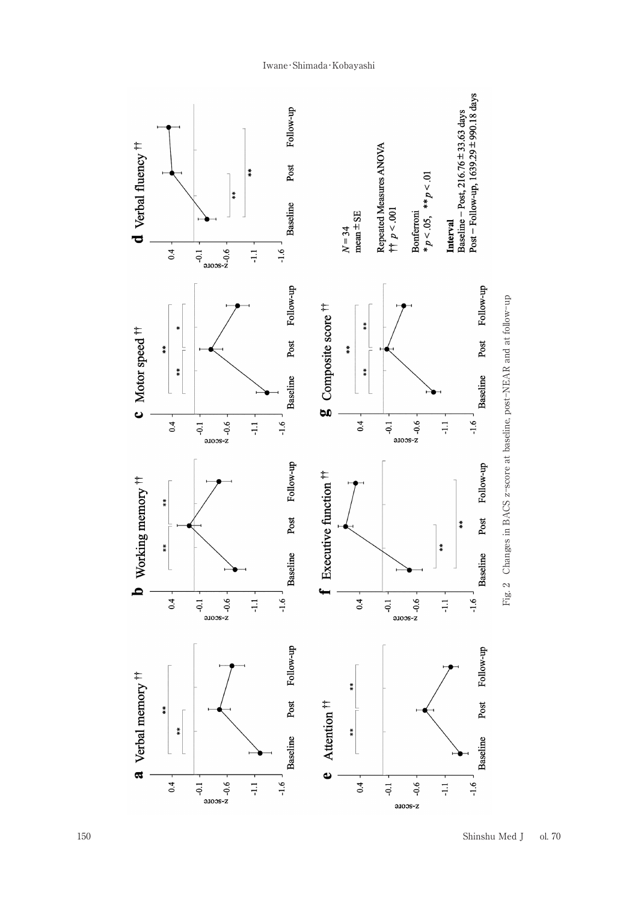Fig. 2　Changes in BACS z-score at baseline, post-NEAR and at follow-up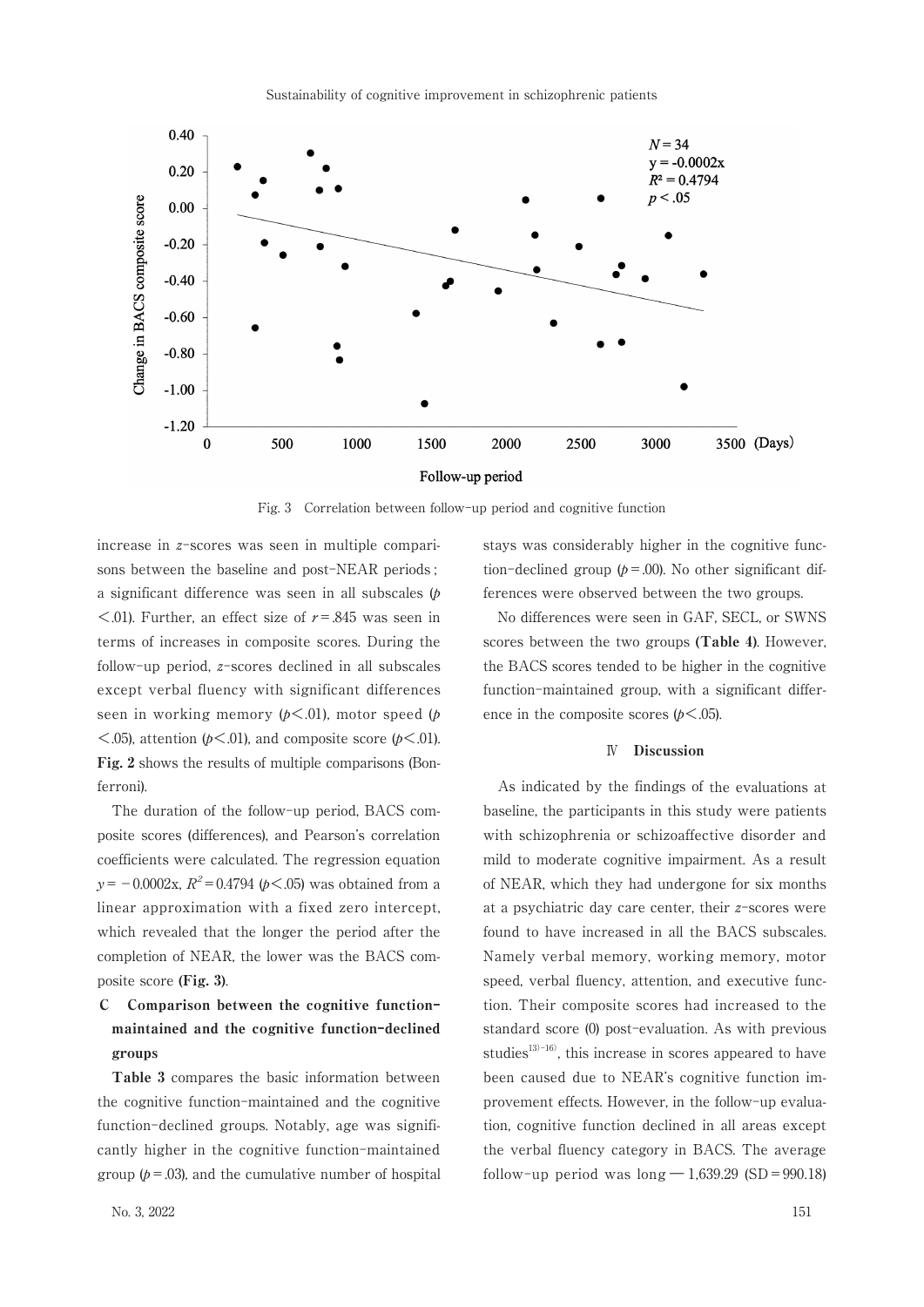Fig. 3 Correlation between follow-up period and cognitive function

increase in $z$-scores was seen in multiple comparisons between the baseline and post-NEAR periods; a significant difference was seen in all subscales ($p < .01$). Further, an effect size of $r = .845$ was seen in terms of increases in composite scores. During the follow-up period, $z$-scores declined in all subscales except verbal fluency with significant differences seen in working memory ($p < .01$), motor speed ($p < .05$), attention ($p < .01$), and composite score ($p < .01$). **Fig. 2** shows the results of multiple comparisons (Bonferroni).

The duration of the follow-up period, BACS composite scores (differences), and Pearson's correlation coefficients were calculated. The regression equation $y = -0.0002x$, $R^2 = 0.4794$ ($p < .05$) was obtained from a linear approximation with a fixed zero intercept, which revealed that the longer the period after the completion of NEAR, the lower was the BACS composite score **(Fig. 3)**.

### C Comparison between the cognitive function-maintained and the cognitive function-declined groups

**Table 3** compares the basic information between the cognitive function-maintained and the cognitive function-declined groups. Notably, age was significantly higher in the cognitive function-maintained group ($p = .03$), and the cumulative number of hospital stays was considerably higher in the cognitive function-declined group ($p = .00$). No other significant differences were observed between the two groups.

No differences were seen in GAF, SECL, or SWNS scores between the two groups **(Table 4)**. However, the BACS scores tended to be higher in the cognitive function-maintained group, with a significant difference in the composite scores ($p < .05$).

## Ⅳ Discussion

As indicated by the findings of the evaluations at baseline, the participants in this study were patients with schizophrenia or schizoaffective disorder and mild to moderate cognitive impairment. As a result of NEAR, which they had undergone for six months at a psychiatric day care center, their $z$-scores were found to have increased in all the BACS subscales. Namely verbal memory, working memory, motor speed, verbal fluency, attention, and executive function. Their composite scores had increased to the standard score (0) post-evaluation. As with previous studies[13)-16)], this increase in scores appeared to have been caused due to NEAR's cognitive function improvement effects. However, in the follow-up evaluation, cognitive function declined in all areas except the verbal fluency category in BACS. The average follow-up period was long — 1,639.29 (SD = 990.18)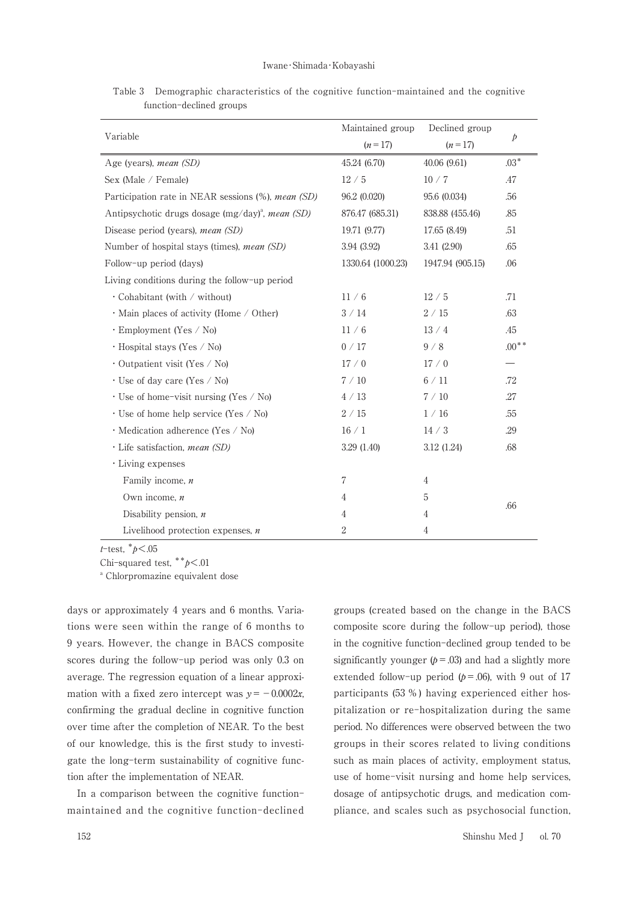Table 3 Demographic characteristics of the cognitive function-maintained and the cognitive function-declined groups

| Variable | Maintained group ($n=17$) | Declined group ($n=17$) | $p$ |
|---|---|---|---|
| Age (years), *mean (SD)* | 45.24 (6.70) | 40.06 (9.61) | .03* |
| Sex (Male / Female) | 12 / 5 | 10 / 7 | .47 |
| Participation rate in NEAR sessions (%), *mean (SD)* | 96.2 (0.020) | 95.6 (0.034) | .56 |
| Antipsychotic drugs dosage (mg/day)[a], *mean (SD)* | 876.47 (685.31) | 838.88 (455.46) | .85 |
| Disease period (years), *mean (SD)* | 19.71 (9.77) | 17.65 (8.49) | .51 |
| Number of hospital stays (times), *mean (SD)* | 3.94 (3.92) | 3.41 (2.90) | .65 |
| Follow-up period (days) | 1330.64 (1000.23) | 1947.94 (905.15) | .06 |
| Living conditions during the follow-up period | | | |
| ・Cohabitant (with / without) | 11 / 6 | 12 / 5 | .71 |
| ・Main places of activity (Home / Other) | 3 / 14 | 2 / 15 | .63 |
| ・Employment (Yes / No) | 11 / 6 | 13 / 4 | .45 |
| ・Hospital stays (Yes / No) | 0 / 17 | 9 / 8 | .00** |
| ・Outpatient visit (Yes / No) | 17 / 0 | 17 / 0 | — |
| ・Use of day care (Yes / No) | 7 / 10 | 6 / 11 | .72 |
| ・Use of home-visit nursing (Yes / No) | 4 / 13 | 7 / 10 | .27 |
| ・Use of home help service (Yes / No) | 2 / 15 | 1 / 16 | .55 |
| ・Medication adherence (Yes / No) | 16 / 1 | 14 / 3 | .29 |
| ・Life satisfaction, *mean (SD)* | 3.29 (1.40) | 3.12 (1.24) | .68 |
| ・Living expenses | | | |
| Family income, *n* | 7 | 4 | .66 |
| Own income, *n* | 4 | 5 | |
| Disability pension, *n* | 4 | 4 | |
| Livelihood protection expenses, *n* | 2 | 4 | |

*t*-test, *$p<.05$

Chi-squared test, **$p<.01$

[a] Chlorpromazine equivalent dose

days or approximately 4 years and 6 months. Variations were seen within the range of 6 months to 9 years. However, the change in BACS composite scores during the follow-up period was only 0.3 on average. The regression equation of a linear approximation with a fixed zero intercept was $y=-0.0002x$, confirming the gradual decline in cognitive function over time after the completion of NEAR. To the best of our knowledge, this is the first study to investigate the long-term sustainability of cognitive function after the implementation of NEAR.

In a comparison between the cognitive function-maintained and the cognitive function-declined groups (created based on the change in the BACS composite score during the follow-up period), those in the cognitive function-declined group tended to be significantly younger ($p=.03$) and had a slightly more extended follow-up period ($p=.06$), with 9 out of 17 participants (53 %) having experienced either hospitalization or re-hospitalization during the same period. No differences were observed between the two groups in their scores related to living conditions such as main places of activity, employment status, use of home-visit nursing and home help services, dosage of antipsychotic drugs, and medication compliance, and scales such as psychosocial function,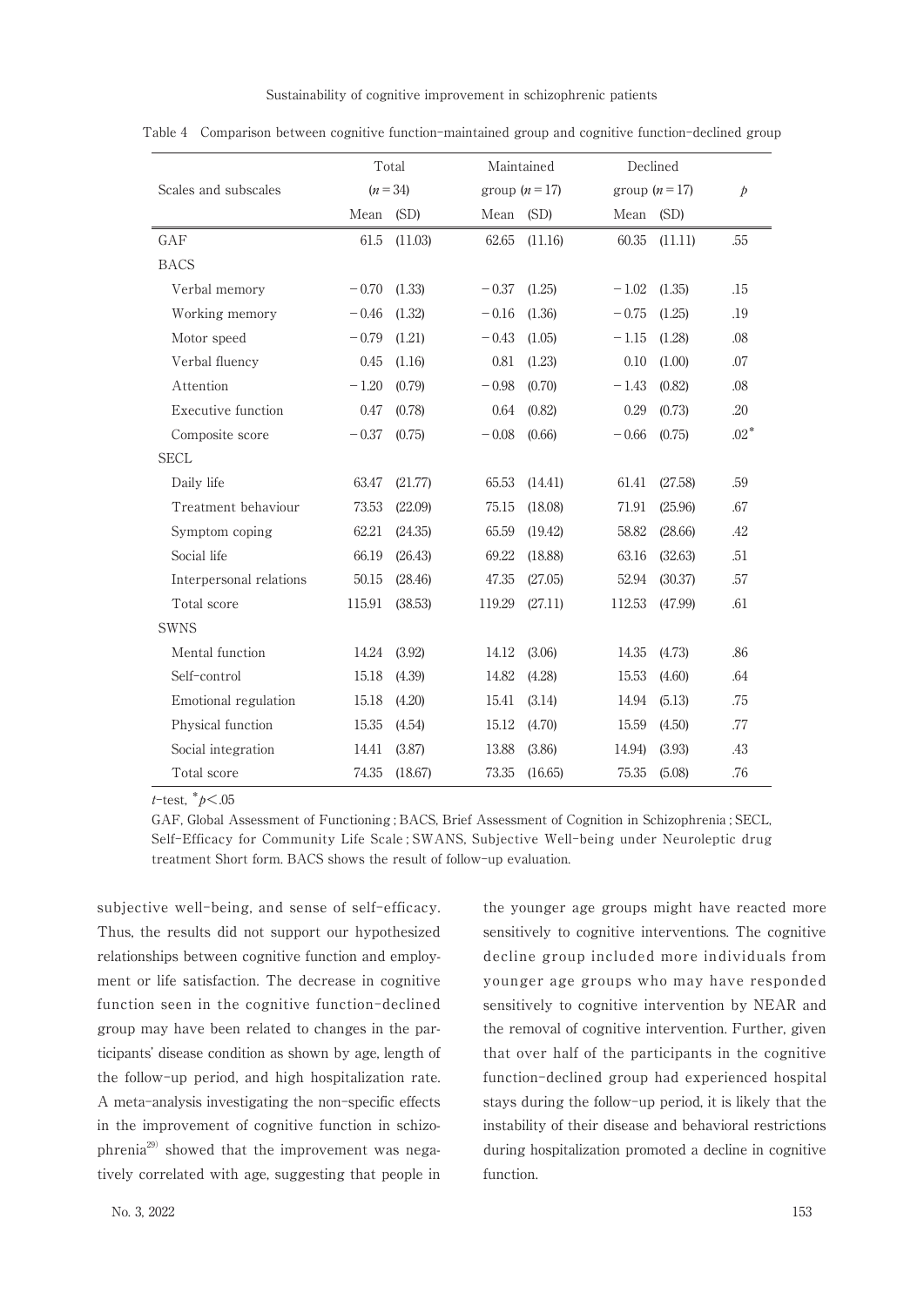Table 4 Comparison between cognitive function-maintained group and cognitive function-declined group

| Scales and subscales | Total ($n=34$) | | Maintained group ($n=17$) | | Declined group ($n=17$) | | $p$ |
|---|---|---|---|---|---|---|---|
| | Mean | (SD) | Mean | (SD) | Mean | (SD) | |
| GAF | 61.5 | (11.03) | 62.65 | (11.16) | 60.35 | (11.11) | .55 |
| BACS | | | | | | | |
| Verbal memory | −0.70 | (1.33) | −0.37 | (1.25) | −1.02 | (1.35) | .15 |
| Working memory | −0.46 | (1.32) | −0.16 | (1.36) | −0.75 | (1.25) | .19 |
| Motor speed | −0.79 | (1.21) | −0.43 | (1.05) | −1.15 | (1.28) | .08 |
| Verbal fluency | 0.45 | (1.16) | 0.81 | (1.23) | 0.10 | (1.00) | .07 |
| Attention | −1.20 | (0.79) | −0.98 | (0.70) | −1.43 | (0.82) | .08 |
| Executive function | 0.47 | (0.78) | 0.64 | (0.82) | 0.29 | (0.73) | .20 |
| Composite score | −0.37 | (0.75) | −0.08 | (0.66) | −0.66 | (0.75) | .02* |
| SECL | | | | | | | |
| Daily life | 63.47 | (21.77) | 65.53 | (14.41) | 61.41 | (27.58) | .59 |
| Treatment behaviour | 73.53 | (22.09) | 75.15 | (18.08) | 71.91 | (25.96) | .67 |
| Symptom coping | 62.21 | (24.35) | 65.59 | (19.42) | 58.82 | (28.66) | .42 |
| Social life | 66.19 | (26.43) | 69.22 | (18.88) | 63.16 | (32.63) | .51 |
| Interpersonal relations | 50.15 | (28.46) | 47.35 | (27.05) | 52.94 | (30.37) | .57 |
| Total score | 115.91 | (38.53) | 119.29 | (27.11) | 112.53 | (47.99) | .61 |
| SWNS | | | | | | | |
| Mental function | 14.24 | (3.92) | 14.12 | (3.06) | 14.35 | (4.73) | .86 |
| Self-control | 15.18 | (4.39) | 14.82 | (4.28) | 15.53 | (4.60) | .64 |
| Emotional regulation | 15.18 | (4.20) | 15.41 | (3.14) | 14.94 | (5.13) | .75 |
| Physical function | 15.35 | (4.54) | 15.12 | (4.70) | 15.59 | (4.50) | .77 |
| Social integration | 14.41 | (3.87) | 13.88 | (3.86) | 14.94) | (3.93) | .43 |
| Total score | 74.35 | (18.67) | 73.35 | (16.65) | 75.35 | (5.08) | .76 |

$t$-test, *$p<.05$

GAF, Global Assessment of Functioning ; BACS, Brief Assessment of Cognition in Schizophrenia ; SECL, Self-Efficacy for Community Life Scale ; SWANS, Subjective Well-being under Neuroleptic drug treatment Short form. BACS shows the result of follow-up evaluation.

subjective well-being, and sense of self-efficacy. Thus, the results did not support our hypothesized relationships between cognitive function and employment or life satisfaction. The decrease in cognitive function seen in the cognitive function-declined group may have been related to changes in the participants' disease condition as shown by age, length of the follow-up period, and high hospitalization rate. A meta-analysis investigating the non-specific effects in the improvement of cognitive function in schizophrenia[29] showed that the improvement was negatively correlated with age, suggesting that people in the younger age groups might have reacted more sensitively to cognitive interventions. The cognitive decline group included more individuals from younger age groups who may have responded sensitively to cognitive intervention by NEAR and the removal of cognitive intervention. Further, given that over half of the participants in the cognitive function-declined group had experienced hospital stays during the follow-up period, it is likely that the instability of their disease and behavioral restrictions during hospitalization promoted a decline in cognitive function.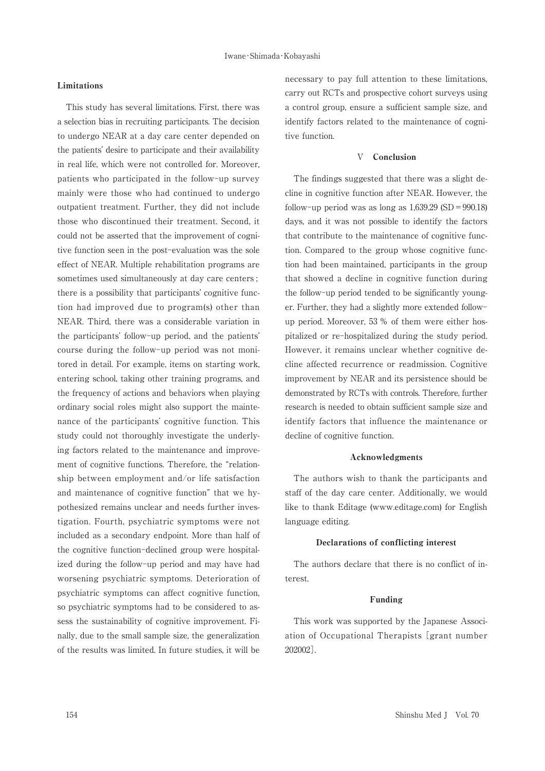### Limitations

This study has several limitations. First, there was a selection bias in recruiting participants. The decision to undergo NEAR at a day care center depended on the patients' desire to participate and their availability in real life, which were not controlled for. Moreover, patients who participated in the follow-up survey mainly were those who had continued to undergo outpatient treatment. Further, they did not include those who discontinued their treatment. Second, it could not be asserted that the improvement of cognitive function seen in the post-evaluation was the sole effect of NEAR. Multiple rehabilitation programs are sometimes used simultaneously at day care centers ; there is a possibility that participants' cognitive function had improved due to program(s) other than NEAR. Third, there was a considerable variation in the participants' follow-up period, and the patients' course during the follow-up period was not monitored in detail. For example, items on starting work, entering school, taking other training programs, and the frequency of actions and behaviors when playing ordinary social roles might also support the maintenance of the participants' cognitive function. This study could not thoroughly investigate the underlying factors related to the maintenance and improvement of cognitive functions. Therefore, the "relationship between employment and/or life satisfaction and maintenance of cognitive function" that we hypothesized remains unclear and needs further investigation. Fourth, psychiatric symptoms were not included as a secondary endpoint. More than half of the cognitive function-declined group were hospitalized during the follow-up period and may have had worsening psychiatric symptoms. Deterioration of psychiatric symptoms can affect cognitive function, so psychiatric symptoms had to be considered to assess the sustainability of cognitive improvement. Finally, due to the small sample size, the generalization of the results was limited. In future studies, it will be necessary to pay full attention to these limitations, carry out RCTs and prospective cohort surveys using a control group, ensure a sufficient sample size, and identify factors related to the maintenance of cognitive function.

## V Conclusion

The findings suggested that there was a slight decline in cognitive function after NEAR. However, the follow-up period was as long as 1,639.29 (SD = 990.18) days, and it was not possible to identify the factors that contribute to the maintenance of cognitive function. Compared to the group whose cognitive function had been maintained, participants in the group that showed a decline in cognitive function during the follow-up period tended to be significantly younger. Further, they had a slightly more extended follow-up period. Moreover, 53 % of them were either hospitalized or re-hospitalized during the study period. However, it remains unclear whether cognitive decline affected recurrence or readmission. Cognitive improvement by NEAR and its persistence should be demonstrated by RCTs with controls. Therefore, further research is needed to obtain sufficient sample size and identify factors that influence the maintenance or decline of cognitive function.

### Acknowledgments

The authors wish to thank the participants and staff of the day care center. Additionally, we would like to thank Editage (www.editage.com) for English language editing.

### Declarations of conflicting interest

The authors declare that there is no conflict of interest.

### Funding

This work was supported by the Japanese Association of Occupational Therapists [grant number 202002].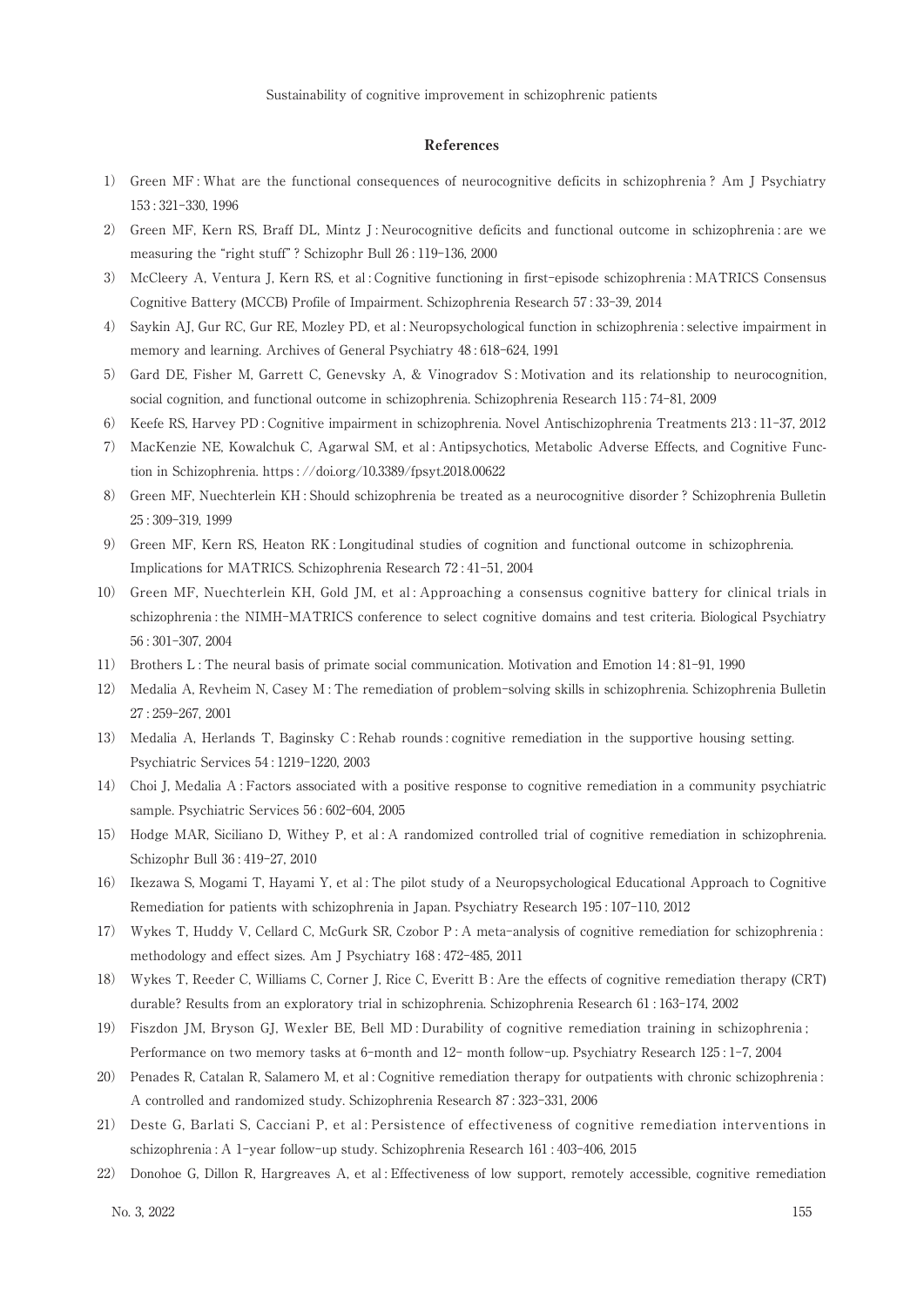## References

1) Green MF : What are the functional consequences of neurocognitive deficits in schizophrenia ? Am J Psychiatry 153 : 321-330, 1996
2) Green MF, Kern RS, Braff DL, Mintz J : Neurocognitive deficits and functional outcome in schizophrenia : are we measuring the "right stuff" ? Schizophr Bull 26 : 119-136, 2000
3) McCleery A, Ventura J, Kern RS, et al : Cognitive functioning in first-episode schizophrenia : MATRICS Consensus Cognitive Battery (MCCB) Profile of Impairment. Schizophrenia Research 57 : 33-39, 2014
4) Saykin AJ, Gur RC, Gur RE, Mozley PD, et al : Neuropsychological function in schizophrenia : selective impairment in memory and learning. Archives of General Psychiatry 48 : 618-624, 1991
5) Gard DE, Fisher M, Garrett C, Genevsky A, & Vinogradov S : Motivation and its relationship to neurocognition, social cognition, and functional outcome in schizophrenia. Schizophrenia Research 115 : 74-81, 2009
6) Keefe RS, Harvey PD : Cognitive impairment in schizophrenia. Novel Antischizophrenia Treatments 213 : 11-37, 2012
7) MacKenzie NE, Kowalchuk C, Agarwal SM, et al : Antipsychotics, Metabolic Adverse Effects, and Cognitive Function in Schizophrenia. https : //doi.org/10.3389/fpsyt.2018.00622
8) Green MF, Nuechterlein KH : Should schizophrenia be treated as a neurocognitive disorder ? Schizophrenia Bulletin 25 : 309-319, 1999
9) Green MF, Kern RS, Heaton RK : Longitudinal studies of cognition and functional outcome in schizophrenia. Implications for MATRICS. Schizophrenia Research 72 : 41-51, 2004
10) Green MF, Nuechterlein KH, Gold JM, et al : Approaching a consensus cognitive battery for clinical trials in schizophrenia : the NIMH-MATRICS conference to select cognitive domains and test criteria. Biological Psychiatry 56 : 301-307, 2004
11) Brothers L : The neural basis of primate social communication. Motivation and Emotion 14 : 81-91, 1990
12) Medalia A, Revheim N, Casey M : The remediation of problem-solving skills in schizophrenia. Schizophrenia Bulletin 27 : 259-267, 2001
13) Medalia A, Herlands T, Baginsky C : Rehab rounds : cognitive remediation in the supportive housing setting. Psychiatric Services 54 : 1219-1220, 2003
14) Choi J, Medalia A : Factors associated with a positive response to cognitive remediation in a community psychiatric sample. Psychiatric Services 56 : 602-604, 2005
15) Hodge MAR, Siciliano D, Withey P, et al : A randomized controlled trial of cognitive remediation in schizophrenia. Schizophr Bull 36 : 419-27, 2010
16) Ikezawa S, Mogami T, Hayami Y, et al : The pilot study of a Neuropsychological Educational Approach to Cognitive Remediation for patients with schizophrenia in Japan. Psychiatry Research 195 : 107-110, 2012
17) Wykes T, Huddy V, Cellard C, McGurk SR, Czobor P : A meta-analysis of cognitive remediation for schizophrenia : methodology and effect sizes. Am J Psychiatry 168 : 472-485, 2011
18) Wykes T, Reeder C, Williams C, Corner J, Rice C, Everitt B : Are the effects of cognitive remediation therapy (CRT) durable? Results from an exploratory trial in schizophrenia. Schizophrenia Research 61 : 163-174, 2002
19) Fiszdon JM, Bryson GJ, Wexler BE, Bell MD : Durability of cognitive remediation training in schizophrenia ; Performance on two memory tasks at 6-month and 12- month follow-up. Psychiatry Research 125 : 1-7, 2004
20) Penades R, Catalan R, Salamero M, et al : Cognitive remediation therapy for outpatients with chronic schizophrenia : A controlled and randomized study. Schizophrenia Research 87 : 323-331, 2006
21) Deste G, Barlati S, Cacciani P, et al : Persistence of effectiveness of cognitive remediation interventions in schizophrenia : A 1-year follow-up study. Schizophrenia Research 161 : 403-406, 2015
22) Donohoe G, Dillon R, Hargreaves A, et al : Effectiveness of low support, remotely accessible, cognitive remediation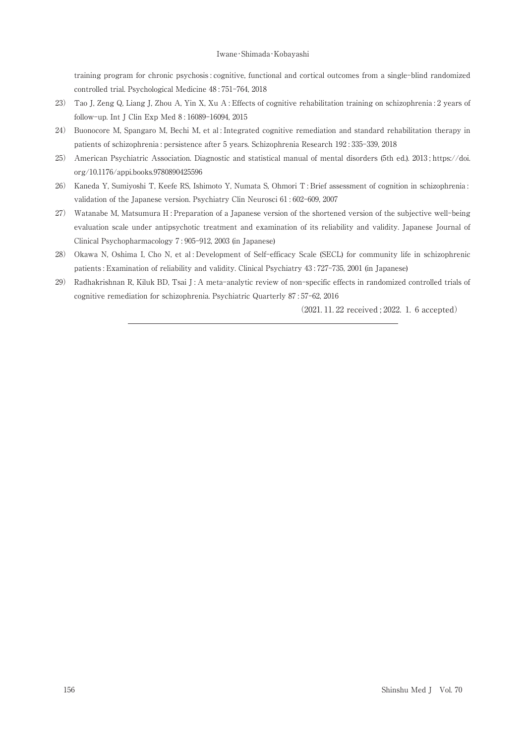training program for chronic psychosis : cognitive, functional and cortical outcomes from a single-blind randomized controlled trial. Psychological Medicine 48 : 751-764, 2018

23） Tao J, Zeng Q, Liang J, Zhou A, Yin X, Xu A : Effects of cognitive rehabilitation training on schizophrenia : 2 years of follow-up. Int J Clin Exp Med 8 : 16089-16094, 2015

24） Buonocore M, Spangaro M, Bechi M, et al : Integrated cognitive remediation and standard rehabilitation therapy in patients of schizophrenia : persistence after 5 years. Schizophrenia Research 192 : 335-339, 2018

25） American Psychiatric Association. Diagnostic and statistical manual of mental disorders (5th ed.). 2013 ; https://doi.org/10.1176/appi.books.9780890425596

26） Kaneda Y, Sumiyoshi T, Keefe RS, Ishimoto Y, Numata S, Ohmori T : Brief assessment of cognition in schizophrenia : validation of the Japanese version. Psychiatry Clin Neurosci 61 : 602-609, 2007

27） Watanabe M, Matsumura H : Preparation of a Japanese version of the shortened version of the subjective well-being evaluation scale under antipsychotic treatment and examination of its reliability and validity. Japanese Journal of Clinical Psychopharmacology 7 : 905-912, 2003 (in Japanese)

28） Okawa N, Oshima I, Cho N, et al : Development of Self-efficacy Scale (SECL) for community life in schizophrenic patients : Examination of reliability and validity. Clinical Psychiatry 43 : 727-735, 2001 (in Japanese)

29） Radhakrishnan R, Kiluk BD, Tsai J : A meta-analytic review of non-specific effects in randomized controlled trials of cognitive remediation for schizophrenia. Psychiatric Quarterly 87 : 57-62, 2016

（2021. 11. 22 received ; 2022. 1. 6 accepted）